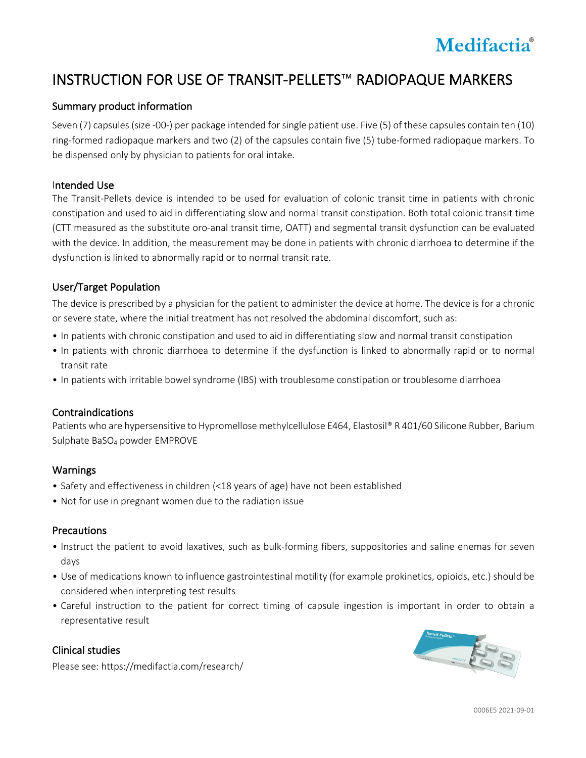Medifactia®

# INSTRUCTION FOR USE OF TRANSIT-PELLETS™ RADIOPAQUE MARKERS

## Summary product information

Seven (7) capsules (size -00-) per package intended for single patient use. Five (5) of these capsules contain ten (10) ring-formed radiopaque markers and two (2) of the capsules contain five (5) tube-formed radiopaque markers. To be dispensed only by physician to patients for oral intake.

## Intended Use

The Transit-Pellets device is intended to be used for evaluation of colonic transit time in patients with chronic constipation and used to aid in differentiating slow and normal transit constipation. Both total colonic transit time (CTT measured as the substitute oro-anal transit time, OATT) and segmental transit dysfunction can be evaluated with the device. In addition, the measurement may be done in patients with chronic diarrhoea to determine if the dysfunction is linked to abnormally rapid or to normal transit rate.

## User/Target Population

The device is prescribed by a physician for the patient to administer the device at home. The device is for a chronic or severe state, where the initial treatment has not resolved the abdominal discomfort, such as:

- In patients with chronic constipation and used to aid in differentiating slow and normal transit constipation
- In patients with chronic diarrhoea to determine if the dysfunction is linked to abnormally rapid or to normal transit rate
- In patients with irritable bowel syndrome (IBS) with troublesome constipation or troublesome diarrhoea

## Contraindications

Patients who are hypersensitive to Hypromellose methylcellulose E464, Elastosil® R 401/60 Silicone Rubber, Barium Sulphate $BaSO_4$ powder EMPROVE

## Warnings

- Safety and effectiveness in children (<18 years of age) have not been established
- Not for use in pregnant women due to the radiation issue

## Precautions

- Instruct the patient to avoid laxatives, such as bulk-forming fibers, suppositories and saline enemas for seven days
- Use of medications known to influence gastrointestinal motility (for example prokinetics, opioids, etc.) should be considered when interpreting test results
- Careful instruction to the patient for correct timing of capsule ingestion is important in order to obtain a representative result

## Clinical studies

Please see: https://medifactia.com/research/

0006E5 2021-09-01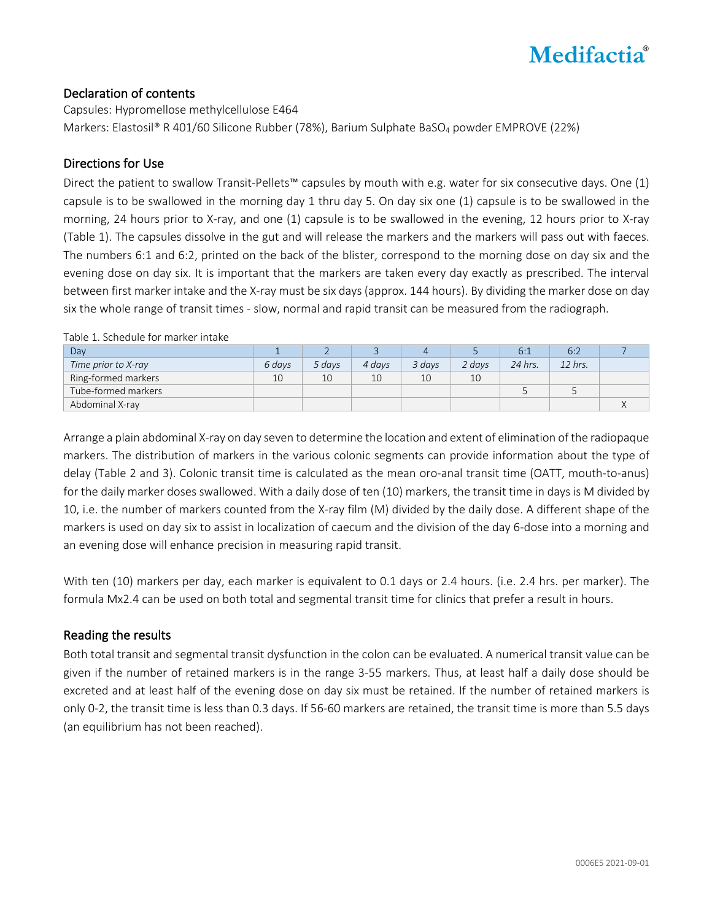## Declaration of contents

Capsules: Hypromellose methylcellulose E464

Markers: Elastosil® R 401/60 Silicone Rubber (78%), Barium Sulphate $BaSO_4$ powder EMPROVE (22%)

## Directions for Use

Direct the patient to swallow Transit-Pellets™ capsules by mouth with e.g. water for six consecutive days. One (1) capsule is to be swallowed in the morning day 1 thru day 5. On day six one (1) capsule is to be swallowed in the morning, 24 hours prior to X-ray, and one (1) capsule is to be swallowed in the evening, 12 hours prior to X-ray (Table 1). The capsules dissolve in the gut and will release the markers and the markers will pass out with faeces. The numbers 6:1 and 6:2, printed on the back of the blister, correspond to the morning dose on day six and the evening dose on day six. It is important that the markers are taken every day exactly as prescribed. The interval between first marker intake and the X-ray must be six days (approx. 144 hours). By dividing the marker dose on day six the whole range of transit times - slow, normal and rapid transit can be measured from the radiograph.

Table 1. Schedule for marker intake

| Day | 1 | 2 | 3 | 4 | 5 | 6:1 | 6:2 | 7 |
|---|---|---|---|---|---|---|---|---|
| *Time prior to X-ray* | *6 days* | *5 days* | *4 days* | *3 days* | *2 days* | *24 hrs.* | *12 hrs.* | |
| Ring-formed markers | 10 | 10 | 10 | 10 | 10 | | | |
| Tube-formed markers | | | | | | 5 | 5 | |
| Abdominal X-ray | | | | | | | | X |

Arrange a plain abdominal X-ray on day seven to determine the location and extent of elimination of the radiopaque markers. The distribution of markers in the various colonic segments can provide information about the type of delay (Table 2 and 3). Colonic transit time is calculated as the mean oro-anal transit time (OATT, mouth-to-anus) for the daily marker doses swallowed. With a daily dose of ten (10) markers, the transit time in days is M divided by 10, i.e. the number of markers counted from the X-ray film (M) divided by the daily dose. A different shape of the markers is used on day six to assist in localization of caecum and the division of the day 6-dose into a morning and an evening dose will enhance precision in measuring rapid transit.

With ten (10) markers per day, each marker is equivalent to 0.1 days or 2.4 hours. (i.e. 2.4 hrs. per marker). The formula Mx2.4 can be used on both total and segmental transit time for clinics that prefer a result in hours.

## Reading the results

Both total transit and segmental transit dysfunction in the colon can be evaluated. A numerical transit value can be given if the number of retained markers is in the range 3-55 markers. Thus, at least half a daily dose should be excreted and at least half of the evening dose on day six must be retained. If the number of retained markers is only 0-2, the transit time is less than 0.3 days. If 56-60 markers are retained, the transit time is more than 5.5 days (an equilibrium has not been reached).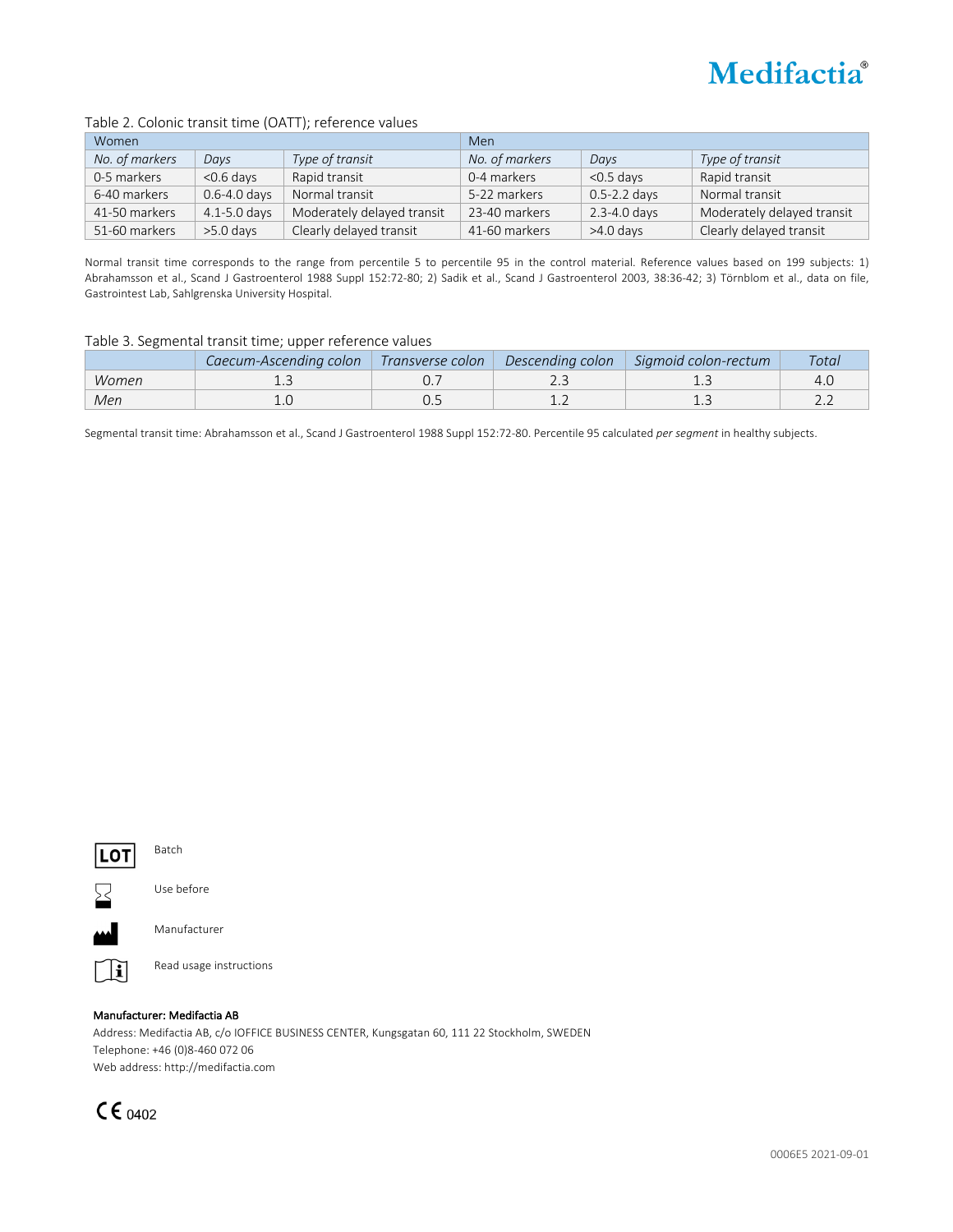Medifactia®

Table 2. Colonic transit time (OATT); reference values

| Women | | | Men | | |
|---|---|---|---|---|---|
| *No. of markers* | *Days* | *Type of transit* | *No. of markers* | *Days* | *Type of transit* |
| 0-5 markers | <0.6 days | Rapid transit | 0-4 markers | <0.5 days | Rapid transit |
| 6-40 markers | 0.6-4.0 days | Normal transit | 5-22 markers | 0.5-2.2 days | Normal transit |
| 41-50 markers | 4.1-5.0 days | Moderately delayed transit | 23-40 markers | 2.3-4.0 days | Moderately delayed transit |
| 51-60 markers | >5.0 days | Clearly delayed transit | 41-60 markers | >4.0 days | Clearly delayed transit |

Normal transit time corresponds to the range from percentile 5 to percentile 95 in the control material. Reference values based on 199 subjects: 1) Abrahamsson et al., Scand J Gastroenterol 1988 Suppl 152:72-80; 2) Sadik et al., Scand J Gastroenterol 2003, 38:36-42; 3) Törnblom et al., data on file, Gastrointest Lab, Sahlgrenska University Hospital.

Table 3. Segmental transit time; upper reference values

| | *Caecum-Ascending colon* | *Transverse colon* | *Descending colon* | *Sigmoid colon-rectum* | *Total* |
|---|---|---|---|---|---|
| *Women* | 1.3 | 0.7 | 2.3 | 1.3 | 4.0 |
| *Men* | 1.0 | 0.5 | 1.2 | 1.3 | 2.2 |

Segmental transit time: Abrahamsson et al., Scand J Gastroenterol 1988 Suppl 152:72-80. Percentile 95 calculated *per segment* in healthy subjects.

LOT Batch

Use before

Manufacturer

Read usage instructions

**Manufacturer: Medifactia AB**
Address: Medifactia AB, c/o IOFFICE BUSINESS CENTER, Kungsgatan 60, 111 22 Stockholm, SWEDEN
Telephone: +46 (0)8-460 072 06
Web address: http://medifactia.com

CE 0402

0006E5 2021-09-01